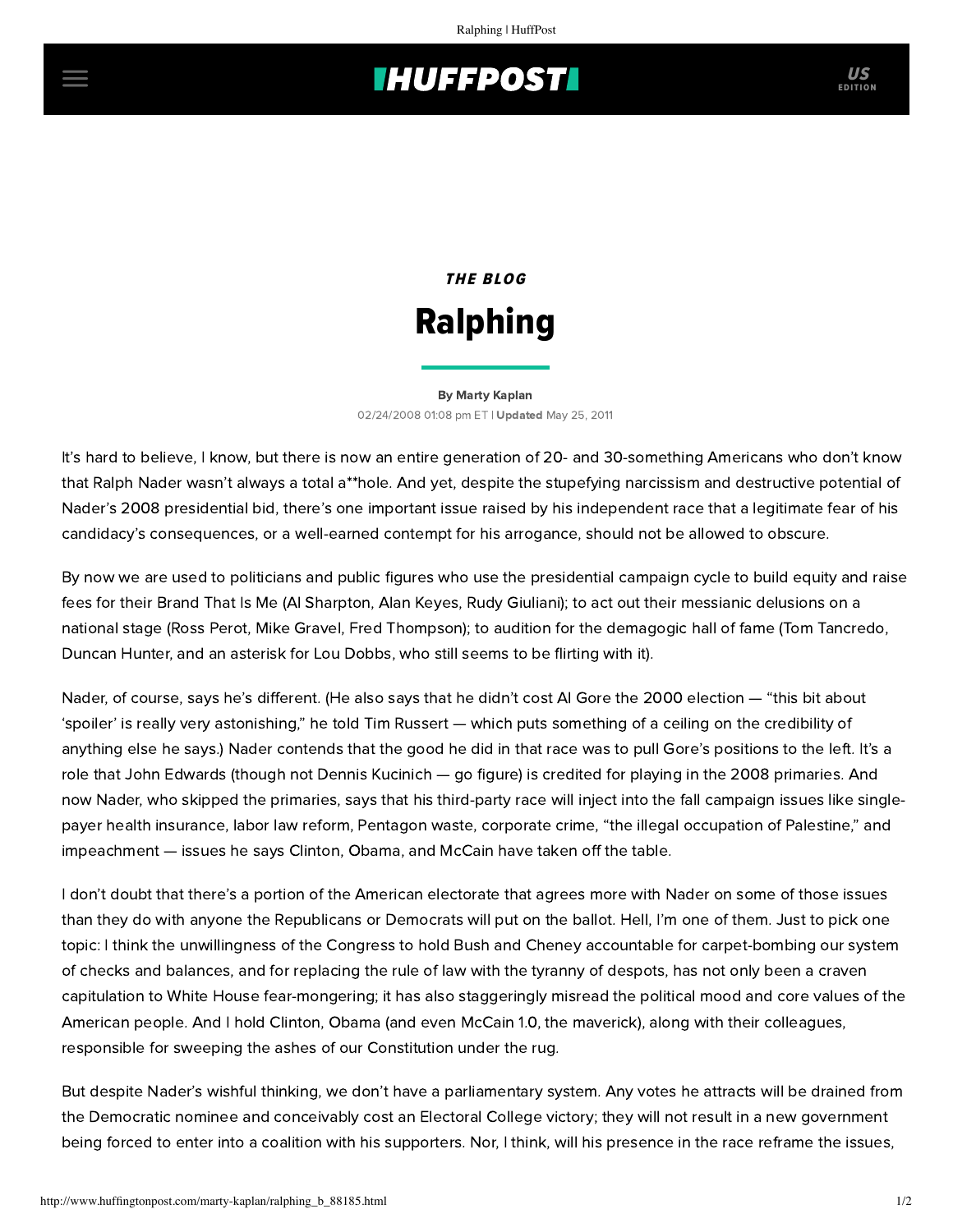*THE BLOG*

# Ralphing

**By Marty Kaplan**

02/24/2008 01:08 pm ET | **Updated** May 25, 2011

It's hard to believe, I know, but there is now an entire generation of 20- and 30-something Americans who don't know that Ralph Nader wasn't always a total a**hole. And yet, despite the stupefying narcissism and destructive potential of Nader's 2008 presidential bid, there's one important issue raised by his independent race that a legitimate fear of his candidacy's consequences, or a well-earned contempt for his arrogance, should not be allowed to obscure.

By now we are used to politicians and public figures who use the presidential campaign cycle to build equity and raise fees for their Brand That Is Me (Al Sharpton, Alan Keyes, Rudy Giuliani); to act out their messianic delusions on a national stage (Ross Perot, Mike Gravel, Fred Thompson); to audition for the demagogic hall of fame (Tom Tancredo, Duncan Hunter, and an asterisk for Lou Dobbs, who still seems to be flirting with it).

Nader, of course, says he's different. (He also says that he didn't cost Al Gore the 2000 election — "this bit about 'spoiler' is really very astonishing," he told Tim Russert — which puts something of a ceiling on the credibility of anything else he says.) Nader contends that the good he did in that race was to pull Gore's positions to the left. It's a role that John Edwards (though not Dennis Kucinich — go figure) is credited for playing in the 2008 primaries. And now Nader, who skipped the primaries, says that his third-party race will inject into the fall campaign issues like single-payer health insurance, labor law reform, Pentagon waste, corporate crime, "the illegal occupation of Palestine," and impeachment — issues he says Clinton, Obama, and McCain have taken off the table.

I don't doubt that there's a portion of the American electorate that agrees more with Nader on some of those issues than they do with anyone the Republicans or Democrats will put on the ballot. Hell, I'm one of them. Just to pick one topic: I think the unwillingness of the Congress to hold Bush and Cheney accountable for carpet-bombing our system of checks and balances, and for replacing the rule of law with the tyranny of despots, has not only been a craven capitulation to White House fear-mongering; it has also staggeringly misread the political mood and core values of the American people. And I hold Clinton, Obama (and even McCain 1.0, the maverick), along with their colleagues, responsible for sweeping the ashes of our Constitution under the rug.

But despite Nader's wishful thinking, we don't have a parliamentary system. Any votes he attracts will be drained from the Democratic nominee and conceivably cost an Electoral College victory; they will not result in a new government being forced to enter into a coalition with his supporters. Nor, I think, will his presence in the race reframe the issues,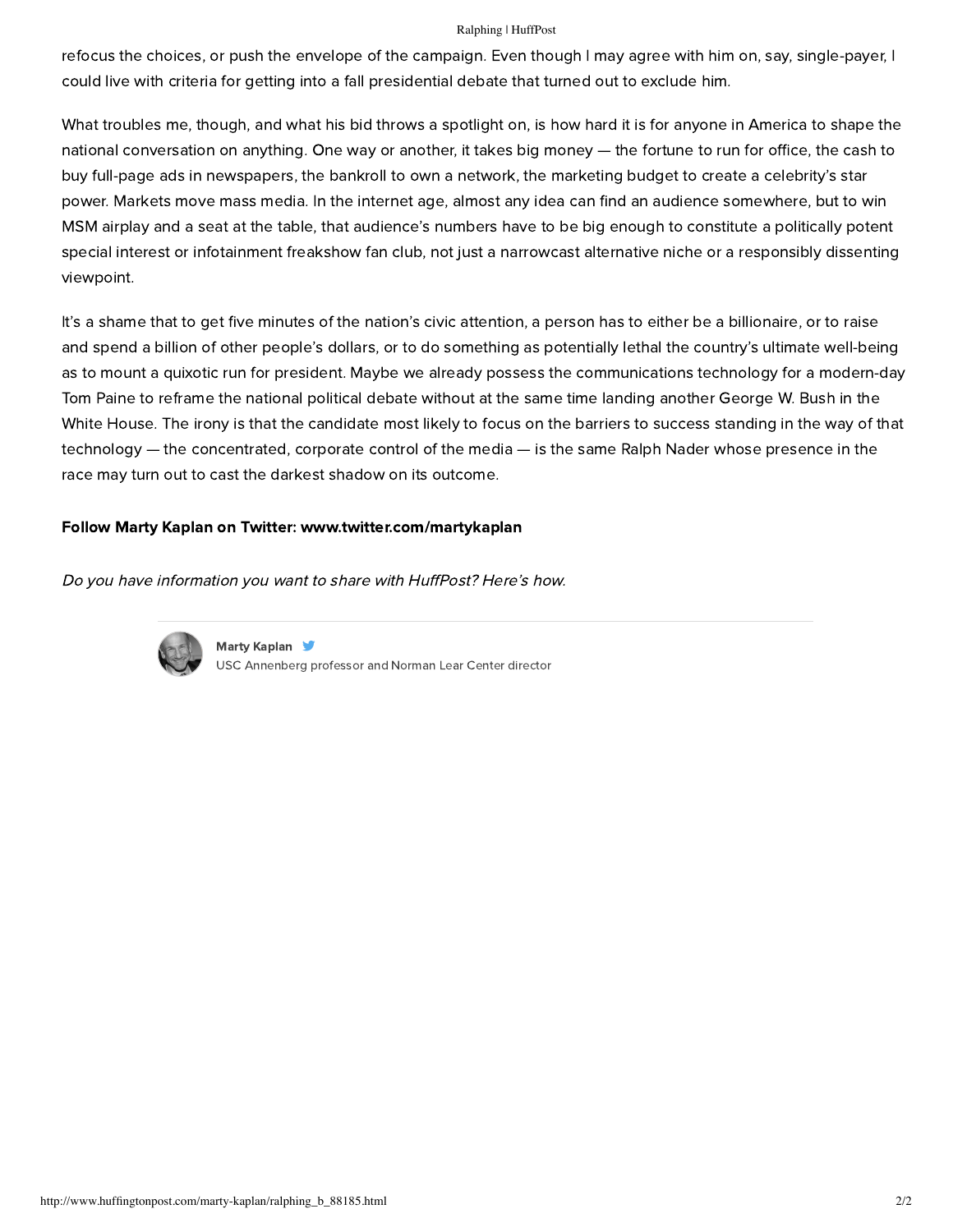refocus the choices, or push the envelope of the campaign. Even though I may agree with him on, say, single-payer, I could live with criteria for getting into a fall presidential debate that turned out to exclude him.

What troubles me, though, and what his bid throws a spotlight on, is how hard it is for anyone in America to shape the national conversation on anything. One way or another, it takes big money — the fortune to run for office, the cash to buy full-page ads in newspapers, the bankroll to own a network, the marketing budget to create a celebrity's star power. Markets move mass media. In the internet age, almost any idea can find an audience somewhere, but to win MSM airplay and a seat at the table, that audience's numbers have to be big enough to constitute a politically potent special interest or infotainment freakshow fan club, not just a narrowcast alternative niche or a responsibly dissenting viewpoint.

It's a shame that to get five minutes of the nation's civic attention, a person has to either be a billionaire, or to raise and spend a billion of other people's dollars, or to do something as potentially lethal the country's ultimate well-being as to mount a quixotic run for president. Maybe we already possess the communications technology for a modern-day Tom Paine to reframe the national political debate without at the same time landing another George W. Bush in the White House. The irony is that the candidate most likely to focus on the barriers to success standing in the way of that technology — the concentrated, corporate control of the media — is the same Ralph Nader whose presence in the race may turn out to cast the darkest shadow on its outcome.

**Follow Marty Kaplan on Twitter: www.twitter.com/martykaplan**

*Do you have information you want to share with HuffPost? Here's how.*

**Marty Kaplan**
USC Annenberg professor and Norman Lear Center director